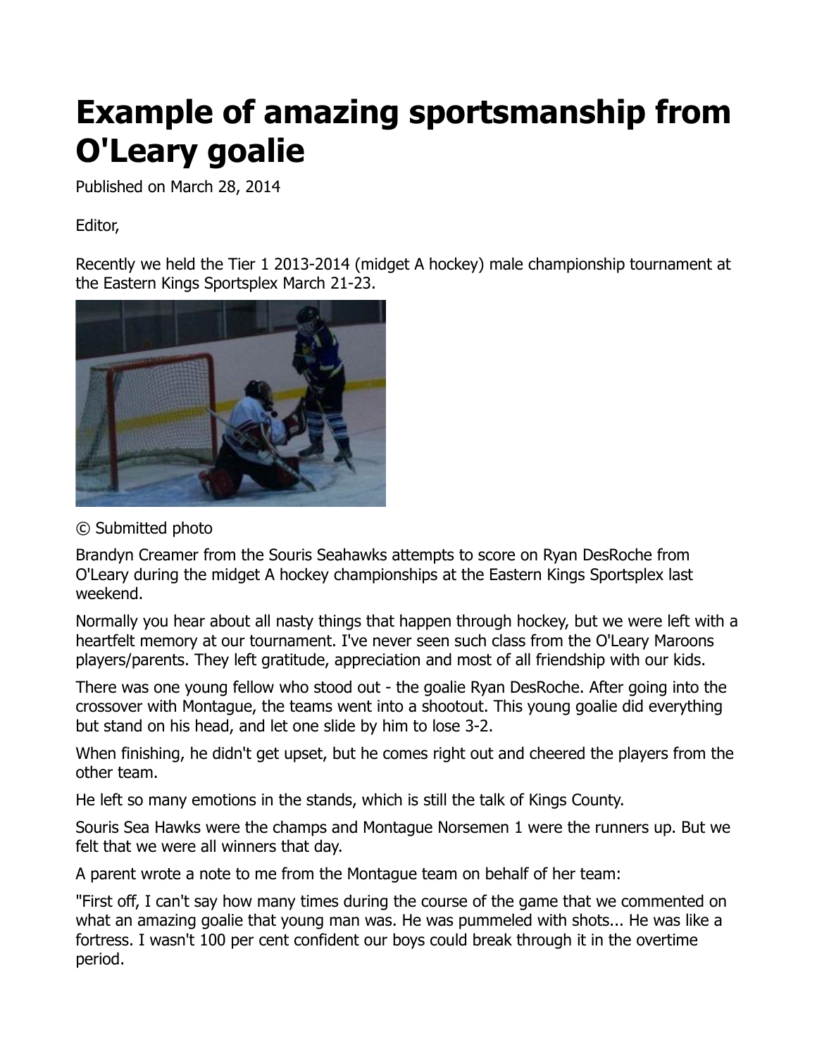# Example of amazing sportsmanship from O'Leary goalie

Published on March 28, 2014

Editor,

Recently we held the Tier 1 2013-2014 (midget A hockey) male championship tournament at the Eastern Kings Sportsplex March 21-23.

© Submitted photo

Brandyn Creamer from the Souris Seahawks attempts to score on Ryan DesRoche from O'Leary during the midget A hockey championships at the Eastern Kings Sportsplex last weekend.

Normally you hear about all nasty things that happen through hockey, but we were left with a heartfelt memory at our tournament. I've never seen such class from the O'Leary Maroons players/parents. They left gratitude, appreciation and most of all friendship with our kids.

There was one young fellow who stood out - the goalie Ryan DesRoche. After going into the crossover with Montague, the teams went into a shootout. This young goalie did everything but stand on his head, and let one slide by him to lose 3-2.

When finishing, he didn't get upset, but he comes right out and cheered the players from the other team.

He left so many emotions in the stands, which is still the talk of Kings County.

Souris Sea Hawks were the champs and Montague Norsemen 1 were the runners up. But we felt that we were all winners that day.

A parent wrote a note to me from the Montague team on behalf of her team:

"First off, I can't say how many times during the course of the game that we commented on what an amazing goalie that young man was. He was pummeled with shots... He was like a fortress. I wasn't 100 per cent confident our boys could break through it in the overtime period.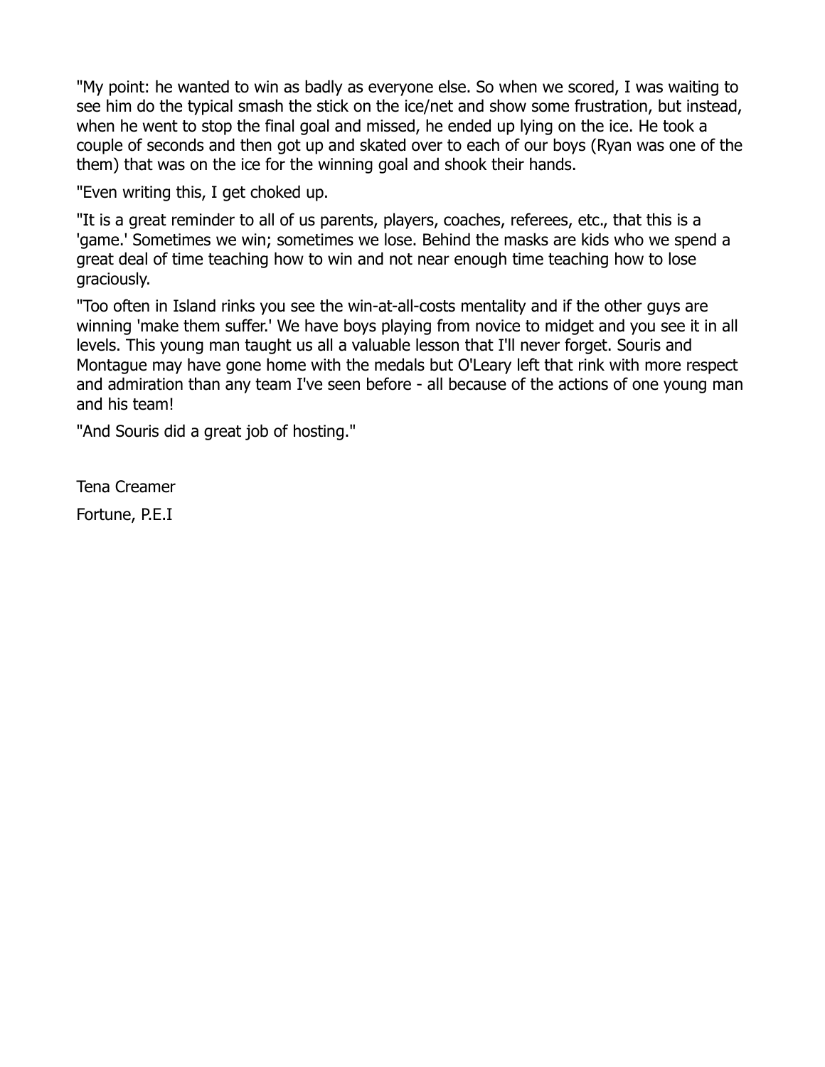"My point: he wanted to win as badly as everyone else. So when we scored, I was waiting to see him do the typical smash the stick on the ice/net and show some frustration, but instead, when he went to stop the final goal and missed, he ended up lying on the ice. He took a couple of seconds and then got up and skated over to each of our boys (Ryan was one of the them) that was on the ice for the winning goal and shook their hands.

"Even writing this, I get choked up.

"It is a great reminder to all of us parents, players, coaches, referees, etc., that this is a 'game.' Sometimes we win; sometimes we lose. Behind the masks are kids who we spend a great deal of time teaching how to win and not near enough time teaching how to lose graciously.

"Too often in Island rinks you see the win-at-all-costs mentality and if the other guys are winning 'make them suffer.' We have boys playing from novice to midget and you see it in all levels. This young man taught us all a valuable lesson that I'll never forget. Souris and Montague may have gone home with the medals but O'Leary left that rink with more respect and admiration than any team I've seen before - all because of the actions of one young man and his team!

"And Souris did a great job of hosting."

Tena Creamer

Fortune, P.E.I